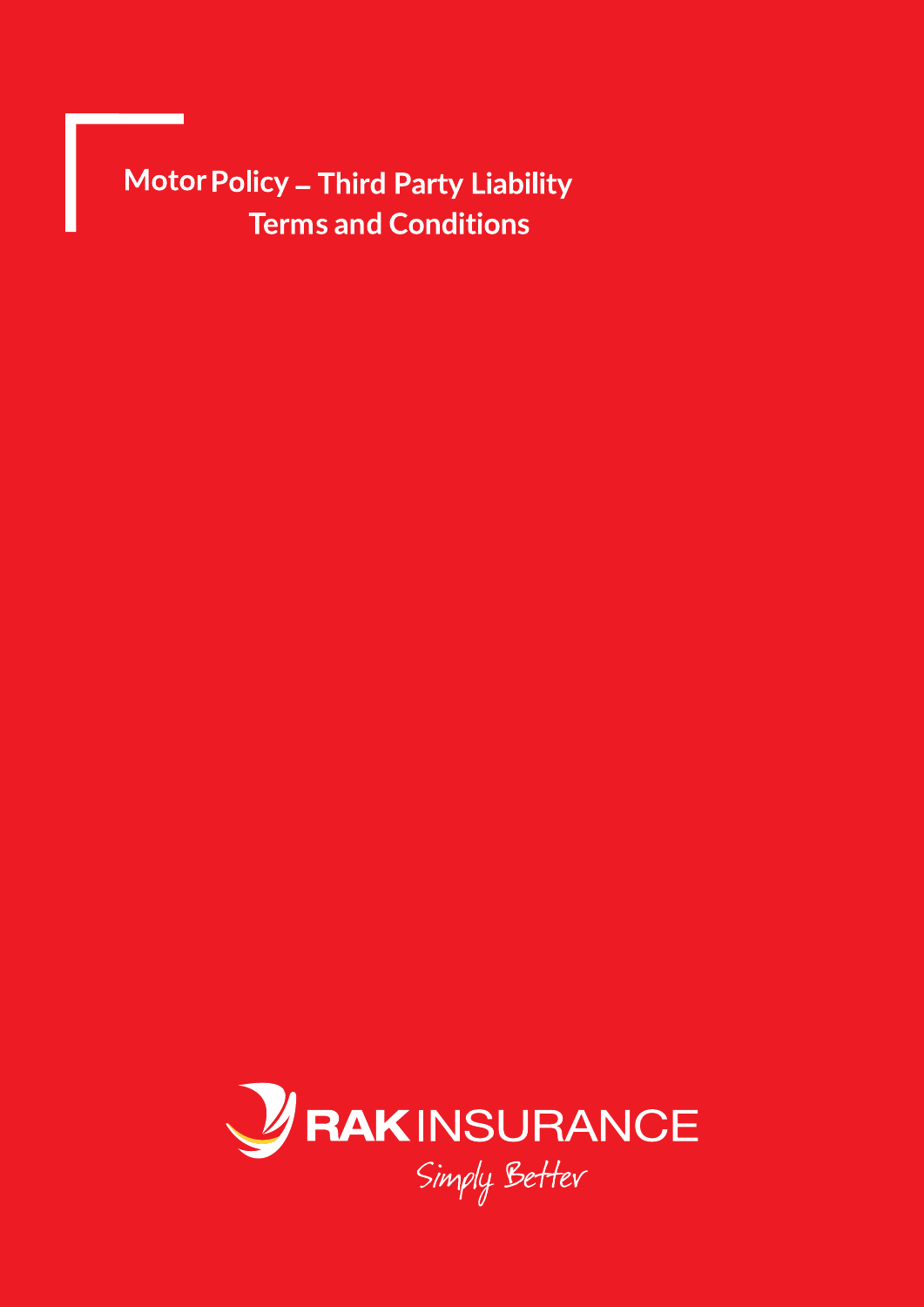# Motor Policy – Third Party Liability Terms and Conditions

RAK INSURANCE

Simply Better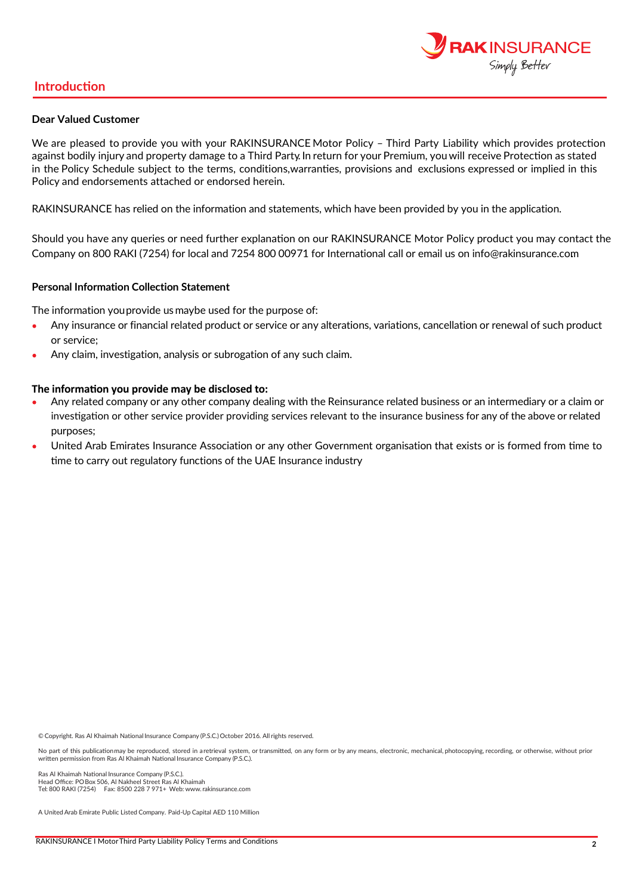## Introduction

**Dear Valued Customer**

We are pleased to provide you with your RAKINSURANCE Motor Policy – Third Party Liability which provides protection against bodily injury and property damage to a Third Party. In return for your Premium, you will receive Protection as stated in the Policy Schedule subject to the terms, conditions,warranties, provisions and exclusions expressed or implied in this Policy and endorsements attached or endorsed herein.

RAKINSURANCE has relied on the information and statements, which have been provided by you in the application.

Should you have any queries or need further explanation on our RAKINSURANCE Motor Policy product you may contact the Company on 800 RAKI (7254) for local and 7254 800 00971 for International call or email us on info@rakinsurance.com

**Personal Information Collection Statement**

The information you provide us maybe used for the purpose of:

- Any insurance or financial related product or service or any alterations, variations, cancellation or renewal of such product or service;
- Any claim, investigation, analysis or subrogation of any such claim.

**The information you provide may be disclosed to:**

- Any related company or any other company dealing with the Reinsurance related business or an intermediary or a claim or investigation or other service provider providing services relevant to the insurance business for any of the above or related purposes;
- United Arab Emirates Insurance Association or any other Government organisation that exists or is formed from time to time to carry out regulatory functions of the UAE Insurance industry

© Copyright. Ras Al Khaimah National Insurance Company (P.S.C.) October 2016. All rights reserved.

No part of this publication may be reproduced, stored in a retrieval system, or transmitted, on any form or by any means, electronic, mechanical, photocopying, recording, or otherwise, without prior written permission from Ras Al Khaimah National Insurance Company (P.S.C.).

Ras Al Khaimah National Insurance Company (P.S.C.).
Head Office: PO Box 506, Al Nakheel Street Ras Al Khaimah
Tel: 800 RAKI (7254) Fax: 8500 228 7 971+ Web: www.rakinsurance.com

A United Arab Emirate Public Listed Company. Paid-Up Capital AED 110 Million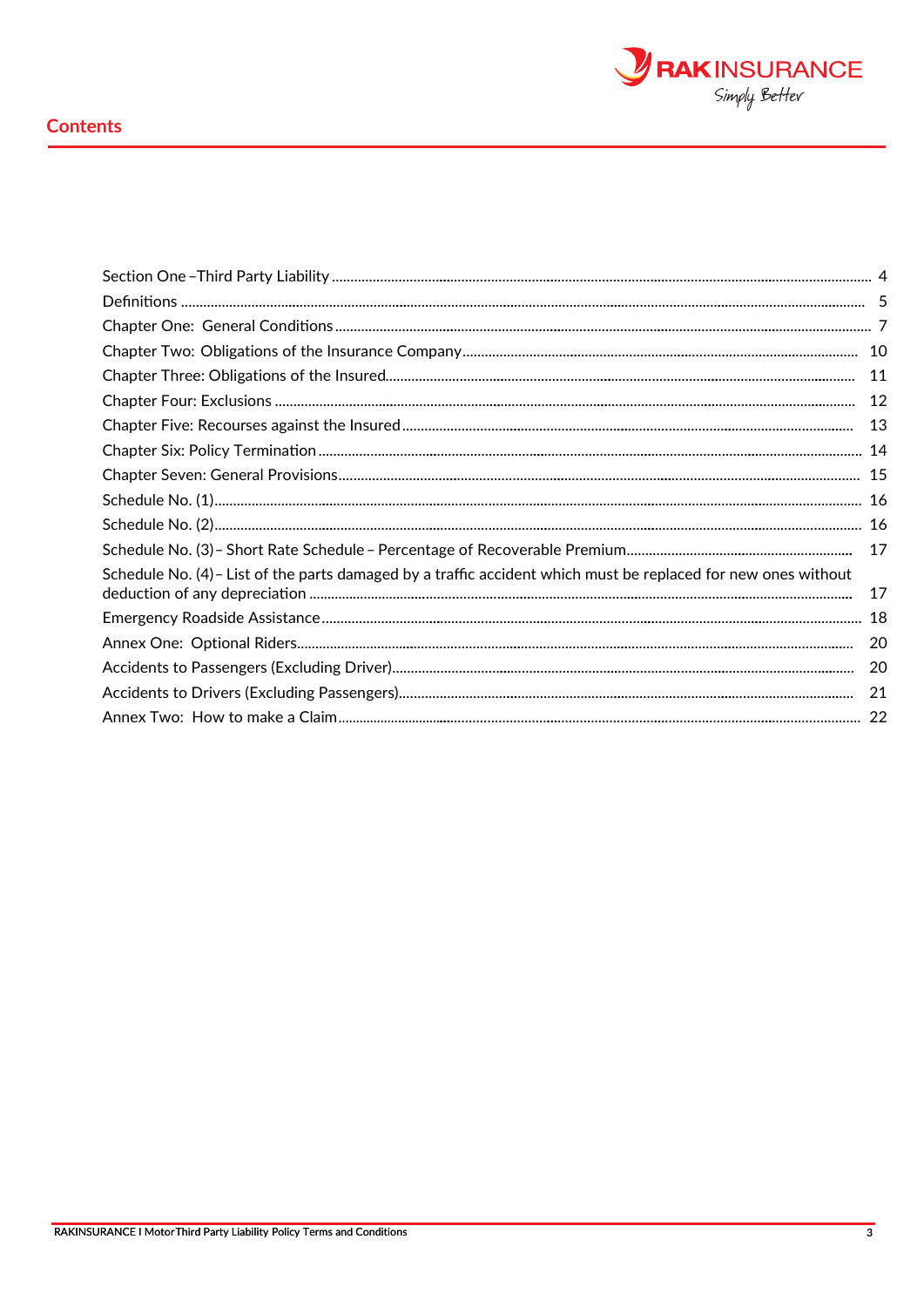## Contents

| | |
|---|---|
| Section One – Third Party Liability | 4 |
| Definitions | 5 |
| Chapter One: General Conditions | 7 |
| Chapter Two: Obligations of the Insurance Company | 10 |
| Chapter Three: Obligations of the Insured | 11 |
| Chapter Four: Exclusions | 12 |
| Chapter Five: Recourses against the Insured | 13 |
| Chapter Six: Policy Termination | 14 |
| Chapter Seven: General Provisions | 15 |
| Schedule No. (1) | 16 |
| Schedule No. (2) | 16 |
| Schedule No. (3) – Short Rate Schedule – Percentage of Recoverable Premium | 17 |
| Schedule No. (4) – List of the parts damaged by a traffic accident which must be replaced for new ones without deduction of any depreciation | 17 |
| Emergency Roadside Assistance | 18 |
| Annex One: Optional Riders | 20 |
| Accidents to Passengers (Excluding Driver) | 20 |
| Accidents to Drivers (Excluding Passengers) | 21 |
| Annex Two: How to make a Claim | 22 |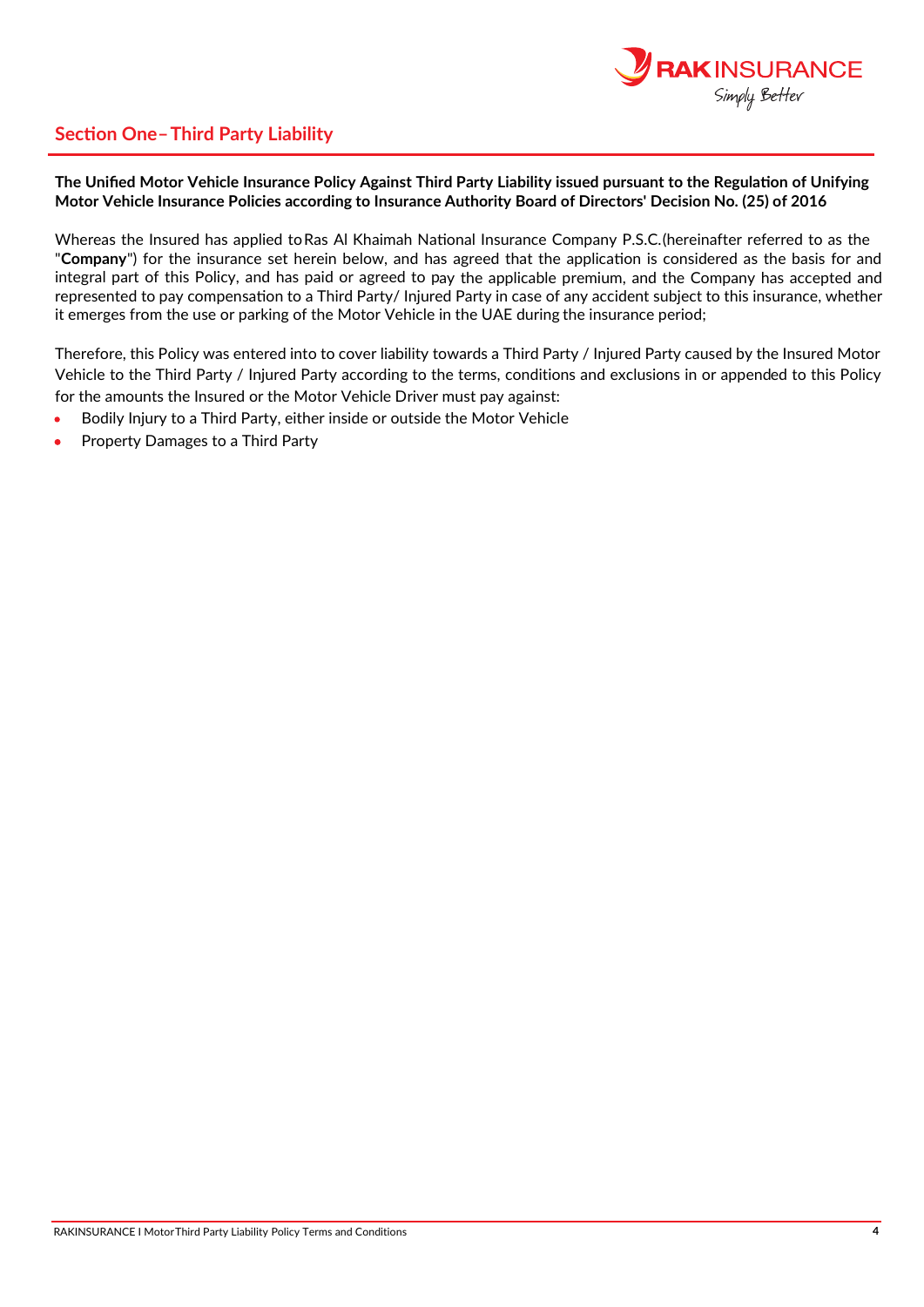## Section One– Third Party Liability

**The Unified Motor Vehicle Insurance Policy Against Third Party Liability issued pursuant to the Regulation of Unifying Motor Vehicle Insurance Policies according to Insurance Authority Board of Directors' Decision No. (25) of 2016**

Whereas the Insured has applied to Ras Al Khaimah National Insurance Company P.S.C.(hereinafter referred to as the "**Company**") for the insurance set herein below, and has agreed that the application is considered as the basis for and integral part of this Policy, and has paid or agreed to pay the applicable premium, and the Company has accepted and represented to pay compensation to a Third Party/ Injured Party in case of any accident subject to this insurance, whether it emerges from the use or parking of the Motor Vehicle in the UAE during the insurance period;

Therefore, this Policy was entered into to cover liability towards a Third Party / Injured Party caused by the Insured Motor Vehicle to the Third Party / Injured Party according to the terms, conditions and exclusions in or appended to this Policy for the amounts the Insured or the Motor Vehicle Driver must pay against:

- Bodily Injury to a Third Party, either inside or outside the Motor Vehicle
- Property Damages to a Third Party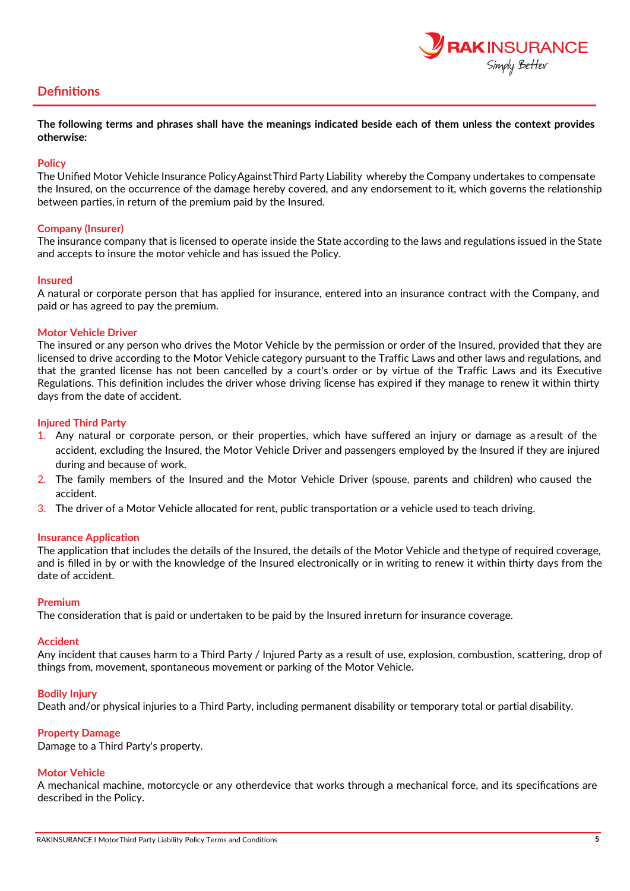## Definitions

**The following terms and phrases shall have the meanings indicated beside each of them unless the context provides otherwise:**

### Policy

The Unified Motor Vehicle Insurance Policy Against Third Party Liability whereby the Company undertakes to compensate the Insured, on the occurrence of the damage hereby covered, and any endorsement to it, which governs the relationship between parties, in return of the premium paid by the Insured.

### Company (Insurer)

The insurance company that is licensed to operate inside the State according to the laws and regulations issued in the State and accepts to insure the motor vehicle and has issued the Policy.

### Insured

A natural or corporate person that has applied for insurance, entered into an insurance contract with the Company, and paid or has agreed to pay the premium.

### Motor Vehicle Driver

The insured or any person who drives the Motor Vehicle by the permission or order of the Insured, provided that they are licensed to drive according to the Motor Vehicle category pursuant to the Traffic Laws and other laws and regulations, and that the granted license has not been cancelled by a court's order or by virtue of the Traffic Laws and its Executive Regulations. This definition includes the driver whose driving license has expired if they manage to renew it within thirty days from the date of accident.

### Injured Third Party

1. Any natural or corporate person, or their properties, which have suffered an injury or damage as a result of the accident, excluding the Insured, the Motor Vehicle Driver and passengers employed by the Insured if they are injured during and because of work.
2. The family members of the Insured and the Motor Vehicle Driver (spouse, parents and children) who caused the accident.
3. The driver of a Motor Vehicle allocated for rent, public transportation or a vehicle used to teach driving.

### Insurance Application

The application that includes the details of the Insured, the details of the Motor Vehicle and the type of required coverage, and is filled in by or with the knowledge of the Insured electronically or in writing to renew it within thirty days from the date of accident.

### Premium

The consideration that is paid or undertaken to be paid by the Insured in return for insurance coverage.

### Accident

Any incident that causes harm to a Third Party / Injured Party as a result of use, explosion, combustion, scattering, drop of things from, movement, spontaneous movement or parking of the Motor Vehicle.

### Bodily Injury

Death and/or physical injuries to a Third Party, including permanent disability or temporary total or partial disability.

### Property Damage

Damage to a Third Party's property.

### Motor Vehicle

A mechanical machine, motorcycle or any other device that works through a mechanical force, and its specifications are described in the Policy.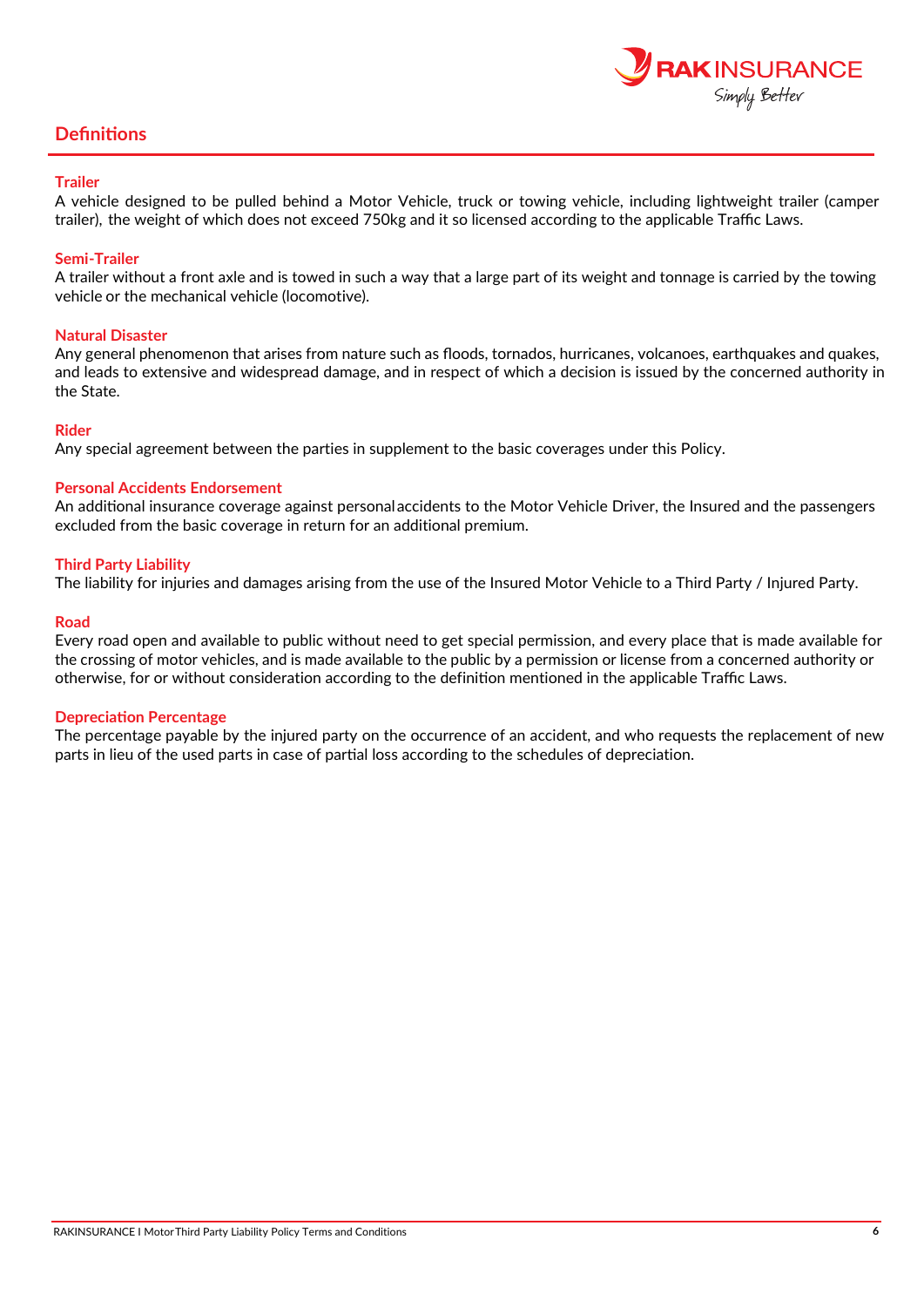## Definitions

### Trailer

A vehicle designed to be pulled behind a Motor Vehicle, truck or towing vehicle, including lightweight trailer (camper trailer), the weight of which does not exceed 750kg and it so licensed according to the applicable Traffic Laws.

### Semi-Trailer

A trailer without a front axle and is towed in such a way that a large part of its weight and tonnage is carried by the towing vehicle or the mechanical vehicle (locomotive).

### Natural Disaster

Any general phenomenon that arises from nature such as floods, tornados, hurricanes, volcanoes, earthquakes and quakes, and leads to extensive and widespread damage, and in respect of which a decision is issued by the concerned authority in the State.

### Rider

Any special agreement between the parties in supplement to the basic coverages under this Policy.

### Personal Accidents Endorsement

An additional insurance coverage against personal accidents to the Motor Vehicle Driver, the Insured and the passengers excluded from the basic coverage in return for an additional premium.

### Third Party Liability

The liability for injuries and damages arising from the use of the Insured Motor Vehicle to a Third Party / Injured Party.

### Road

Every road open and available to public without need to get special permission, and every place that is made available for the crossing of motor vehicles, and is made available to the public by a permission or license from a concerned authority or otherwise, for or without consideration according to the definition mentioned in the applicable Traffic Laws.

### Depreciation Percentage

The percentage payable by the injured party on the occurrence of an accident, and who requests the replacement of new parts in lieu of the used parts in case of partial loss according to the schedules of depreciation.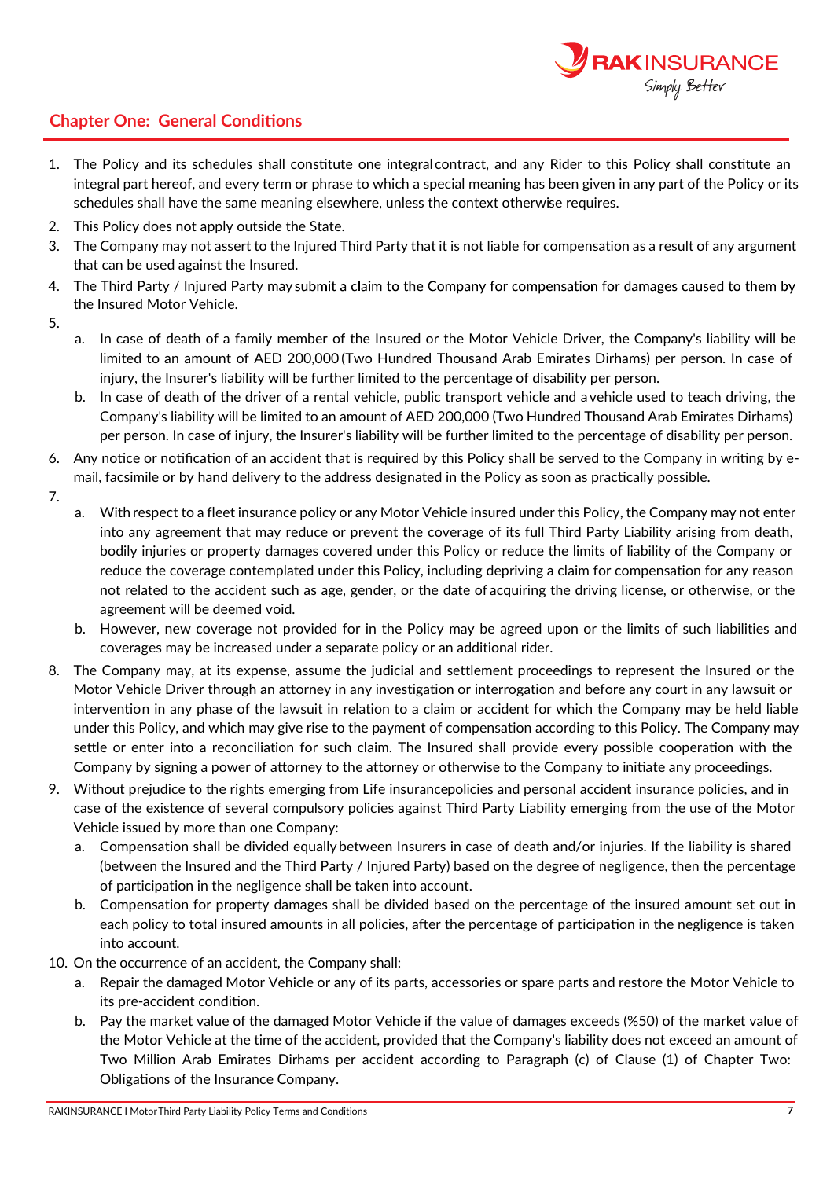## Chapter One: General Conditions

1. The Policy and its schedules shall constitute one integral contract, and any Rider to this Policy shall constitute an integral part hereof, and every term or phrase to which a special meaning has been given in any part of the Policy or its schedules shall have the same meaning elsewhere, unless the context otherwise requires.
2. This Policy does not apply outside the State.
3. The Company may not assert to the Injured Third Party that it is not liable for compensation as a result of any argument that can be used against the Insured.
4. The Third Party / Injured Party may submit a claim to the Company for compensation for damages caused to them by the Insured Motor Vehicle.
5. 
   a. In case of death of a family member of the Insured or the Motor Vehicle Driver, the Company's liability will be limited to an amount of AED 200,000 (Two Hundred Thousand Arab Emirates Dirhams) per person. In case of injury, the Insurer's liability will be further limited to the percentage of disability per person.
   b. In case of death of the driver of a rental vehicle, public transport vehicle and a vehicle used to teach driving, the Company's liability will be limited to an amount of AED 200,000 (Two Hundred Thousand Arab Emirates Dirhams) per person. In case of injury, the Insurer's liability will be further limited to the percentage of disability per person.
6. Any notice or notification of an accident that is required by this Policy shall be served to the Company in writing by e-mail, facsimile or by hand delivery to the address designated in the Policy as soon as practically possible.
7. 
   a. With respect to a fleet insurance policy or any Motor Vehicle insured under this Policy, the Company may not enter into any agreement that may reduce or prevent the coverage of its full Third Party Liability arising from death, bodily injuries or property damages covered under this Policy or reduce the limits of liability of the Company or reduce the coverage contemplated under this Policy, including depriving a claim for compensation for any reason not related to the accident such as age, gender, or the date of acquiring the driving license, or otherwise, or the agreement will be deemed void.
   b. However, new coverage not provided for in the Policy may be agreed upon or the limits of such liabilities and coverages may be increased under a separate policy or an additional rider.
8. The Company may, at its expense, assume the judicial and settlement proceedings to represent the Insured or the Motor Vehicle Driver through an attorney in any investigation or interrogation and before any court in any lawsuit or intervention in any phase of the lawsuit in relation to a claim or accident for which the Company may be held liable under this Policy, and which may give rise to the payment of compensation according to this Policy. The Company may settle or enter into a reconciliation for such claim. The Insured shall provide every possible cooperation with the Company by signing a power of attorney to the attorney or otherwise to the Company to initiate any proceedings.
9. Without prejudice to the rights emerging from Life insurance policies and personal accident insurance policies, and in case of the existence of several compulsory policies against Third Party Liability emerging from the use of the Motor Vehicle issued by more than one Company:
   a. Compensation shall be divided equally between Insurers in case of death and/or injuries. If the liability is shared (between the Insured and the Third Party / Injured Party) based on the degree of negligence, then the percentage of participation in the negligence shall be taken into account.
   b. Compensation for property damages shall be divided based on the percentage of the insured amount set out in each policy to total insured amounts in all policies, after the percentage of participation in the negligence is taken into account.
10. On the occurrence of an accident, the Company shall:
    a. Repair the damaged Motor Vehicle or any of its parts, accessories or spare parts and restore the Motor Vehicle to its pre-accident condition.
    b. Pay the market value of the damaged Motor Vehicle if the value of damages exceeds (%50) of the market value of the Motor Vehicle at the time of the accident, provided that the Company's liability does not exceed an amount of Two Million Arab Emirates Dirhams per accident according to Paragraph (c) of Clause (1) of Chapter Two: Obligations of the Insurance Company.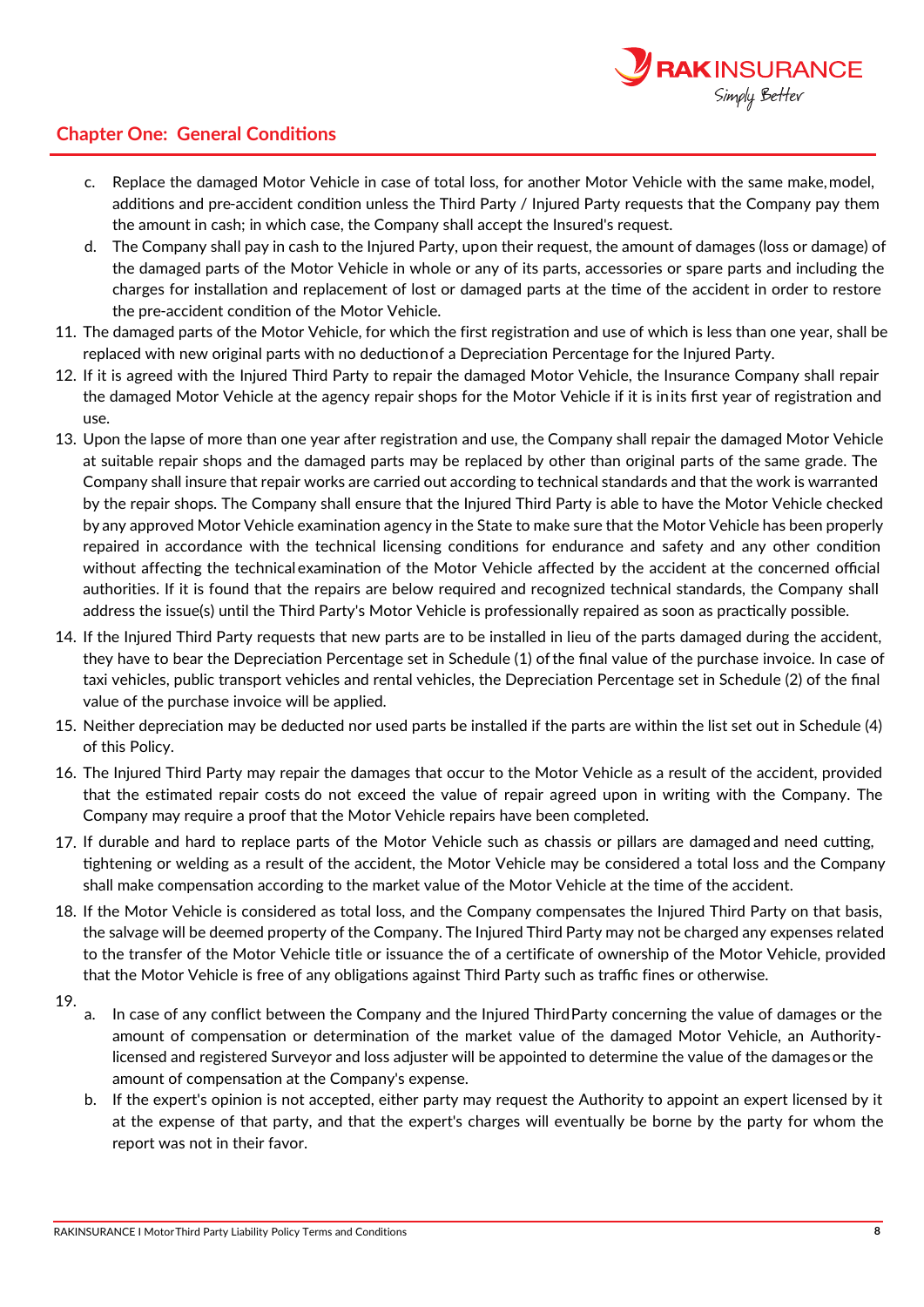## Chapter One: General Conditions

c. Replace the damaged Motor Vehicle in case of total loss, for another Motor Vehicle with the same make, model, additions and pre-accident condition unless the Third Party / Injured Party requests that the Company pay them the amount in cash; in which case, the Company shall accept the Insured's request.

d. The Company shall pay in cash to the Injured Party, upon their request, the amount of damages (loss or damage) of the damaged parts of the Motor Vehicle in whole or any of its parts, accessories or spare parts and including the charges for installation and replacement of lost or damaged parts at the time of the accident in order to restore the pre-accident condition of the Motor Vehicle.

11. The damaged parts of the Motor Vehicle, for which the first registration and use of which is less than one year, shall be replaced with new original parts with no deduction of a Depreciation Percentage for the Injured Party.
12. If it is agreed with the Injured Third Party to repair the damaged Motor Vehicle, the Insurance Company shall repair the damaged Motor Vehicle at the agency repair shops for the Motor Vehicle if it is in its first year of registration and use.
13. Upon the lapse of more than one year after registration and use, the Company shall repair the damaged Motor Vehicle at suitable repair shops and the damaged parts may be replaced by other than original parts of the same grade. The Company shall insure that repair works are carried out according to technical standards and that the work is warranted by the repair shops. The Company shall ensure that the Injured Third Party is able to have the Motor Vehicle checked by any approved Motor Vehicle examination agency in the State to make sure that the Motor Vehicle has been properly repaired in accordance with the technical licensing conditions for endurance and safety and any other condition without affecting the technical examination of the Motor Vehicle affected by the accident at the concerned official authorities. If it is found that the repairs are below required and recognized technical standards, the Company shall address the issue(s) until the Third Party's Motor Vehicle is professionally repaired as soon as practically possible.
14. If the Injured Third Party requests that new parts are to be installed in lieu of the parts damaged during the accident, they have to bear the Depreciation Percentage set in Schedule (1) of the final value of the purchase invoice. In case of taxi vehicles, public transport vehicles and rental vehicles, the Depreciation Percentage set in Schedule (2) of the final value of the purchase invoice will be applied.
15. Neither depreciation may be deducted nor used parts be installed if the parts are within the list set out in Schedule (4) of this Policy.
16. The Injured Third Party may repair the damages that occur to the Motor Vehicle as a result of the accident, provided that the estimated repair costs do not exceed the value of repair agreed upon in writing with the Company. The Company may require a proof that the Motor Vehicle repairs have been completed.
17. If durable and hard to replace parts of the Motor Vehicle such as chassis or pillars are damaged and need cutting, tightening or welding as a result of the accident, the Motor Vehicle may be considered a total loss and the Company shall make compensation according to the market value of the Motor Vehicle at the time of the accident.
18. If the Motor Vehicle is considered as total loss, and the Company compensates the Injured Third Party on that basis, the salvage will be deemed property of the Company. The Injured Third Party may not be charged any expenses related to the transfer of the Motor Vehicle title or issuance the of a certificate of ownership of the Motor Vehicle, provided that the Motor Vehicle is free of any obligations against Third Party such as traffic fines or otherwise.
19.
    a. In case of any conflict between the Company and the Injured Third Party concerning the value of damages or the amount of compensation or determination of the market value of the damaged Motor Vehicle, an Authority-licensed and registered Surveyor and loss adjuster will be appointed to determine the value of the damages or the amount of compensation at the Company's expense.
    b. If the expert's opinion is not accepted, either party may request the Authority to appoint an expert licensed by it at the expense of that party, and that the expert's charges will eventually be borne by the party for whom the report was not in their favor.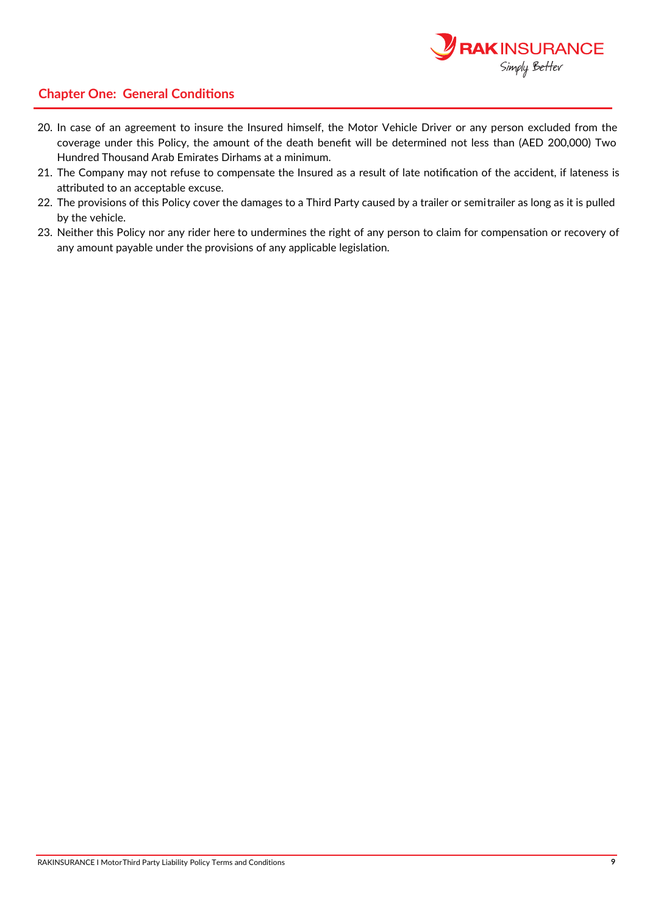## Chapter One: General Conditions

20. In case of an agreement to insure the Insured himself, the Motor Vehicle Driver or any person excluded from the coverage under this Policy, the amount of the death benefit will be determined not less than (AED 200,000) Two Hundred Thousand Arab Emirates Dirhams at a minimum.
21. The Company may not refuse to compensate the Insured as a result of late notification of the accident, if lateness is attributed to an acceptable excuse.
22. The provisions of this Policy cover the damages to a Third Party caused by a trailer or semitrailer as long as it is pulled by the vehicle.
23. Neither this Policy nor any rider here to undermines the right of any person to claim for compensation or recovery of any amount payable under the provisions of any applicable legislation.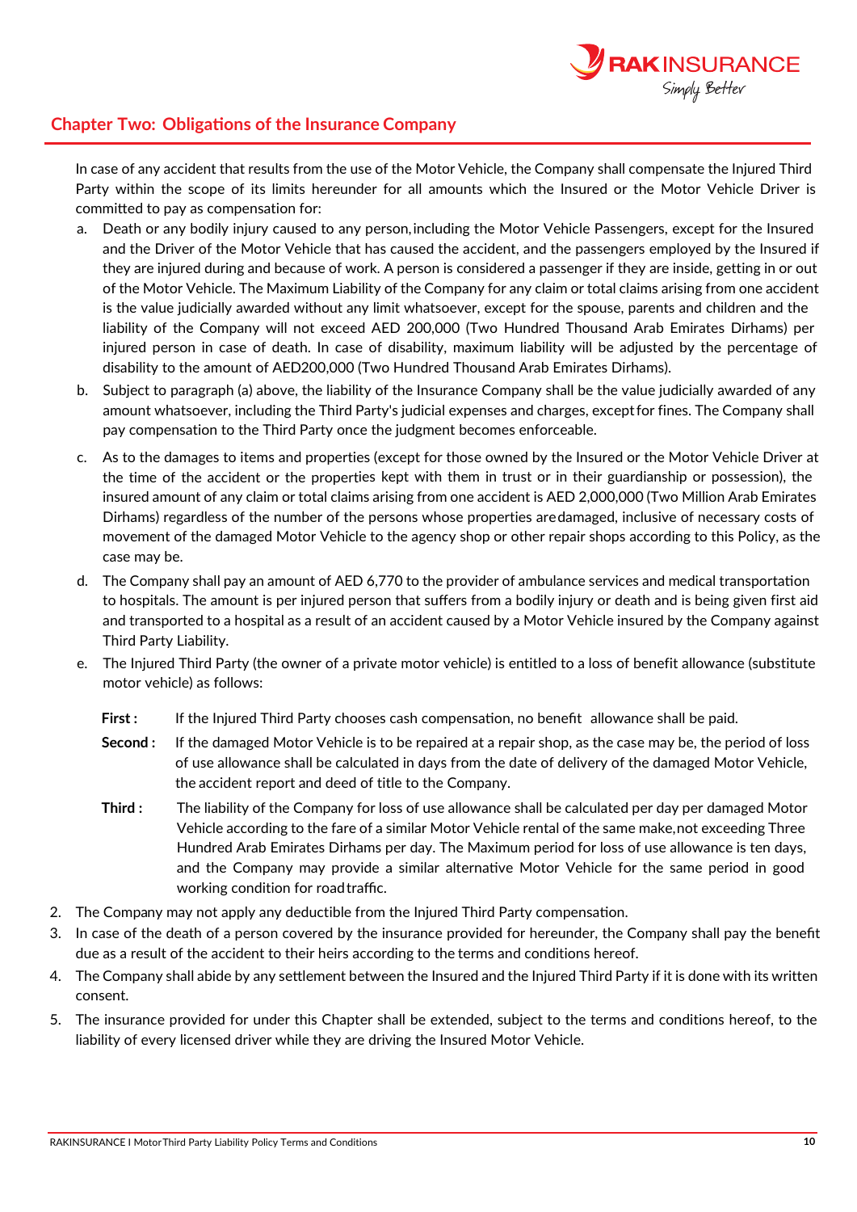## Chapter Two: Obligations of the Insurance Company

In case of any accident that results from the use of the Motor Vehicle, the Company shall compensate the Injured Third Party within the scope of its limits hereunder for all amounts which the Insured or the Motor Vehicle Driver is committed to pay as compensation for:

a. Death or any bodily injury caused to any person, including the Motor Vehicle Passengers, except for the Insured and the Driver of the Motor Vehicle that has caused the accident, and the passengers employed by the Insured if they are injured during and because of work. A person is considered a passenger if they are inside, getting in or out of the Motor Vehicle. The Maximum Liability of the Company for any claim or total claims arising from one accident is the value judicially awarded without any limit whatsoever, except for the spouse, parents and children and the liability of the Company will not exceed AED 200,000 (Two Hundred Thousand Arab Emirates Dirhams) per injured person in case of death. In case of disability, maximum liability will be adjusted by the percentage of disability to the amount of AED200,000 (Two Hundred Thousand Arab Emirates Dirhams).

b. Subject to paragraph (a) above, the liability of the Insurance Company shall be the value judicially awarded of any amount whatsoever, including the Third Party's judicial expenses and charges, except for fines. The Company shall pay compensation to the Third Party once the judgment becomes enforceable.

c. As to the damages to items and properties (except for those owned by the Insured or the Motor Vehicle Driver at the time of the accident or the properties kept with them in trust or in their guardianship or possession), the insured amount of any claim or total claims arising from one accident is AED 2,000,000 (Two Million Arab Emirates Dirhams) regardless of the number of the persons whose properties are damaged, inclusive of necessary costs of movement of the damaged Motor Vehicle to the agency shop or other repair shops according to this Policy, as the case may be.

d. The Company shall pay an amount of AED 6,770 to the provider of ambulance services and medical transportation to hospitals. The amount is per injured person that suffers from a bodily injury or death and is being given first aid and transported to a hospital as a result of an accident caused by a Motor Vehicle insured by the Company against Third Party Liability.

e. The Injured Third Party (the owner of a private motor vehicle) is entitled to a loss of benefit allowance (substitute motor vehicle) as follows:

   **First :** If the Injured Third Party chooses cash compensation, no benefit allowance shall be paid.

   **Second :** If the damaged Motor Vehicle is to be repaired at a repair shop, as the case may be, the period of loss of use allowance shall be calculated in days from the date of delivery of the damaged Motor Vehicle, the accident report and deed of title to the Company.

   **Third :** The liability of the Company for loss of use allowance shall be calculated per day per damaged Motor Vehicle according to the fare of a similar Motor Vehicle rental of the same make, not exceeding Three Hundred Arab Emirates Dirhams per day. The Maximum period for loss of use allowance is ten days, and the Company may provide a similar alternative Motor Vehicle for the same period in good working condition for road traffic.

2. The Company may not apply any deductible from the Injured Third Party compensation.
3. In case of the death of a person covered by the insurance provided for hereunder, the Company shall pay the benefit due as a result of the accident to their heirs according to the terms and conditions hereof.
4. The Company shall abide by any settlement between the Insured and the Injured Third Party if it is done with its written consent.
5. The insurance provided for under this Chapter shall be extended, subject to the terms and conditions hereof, to the liability of every licensed driver while they are driving the Insured Motor Vehicle.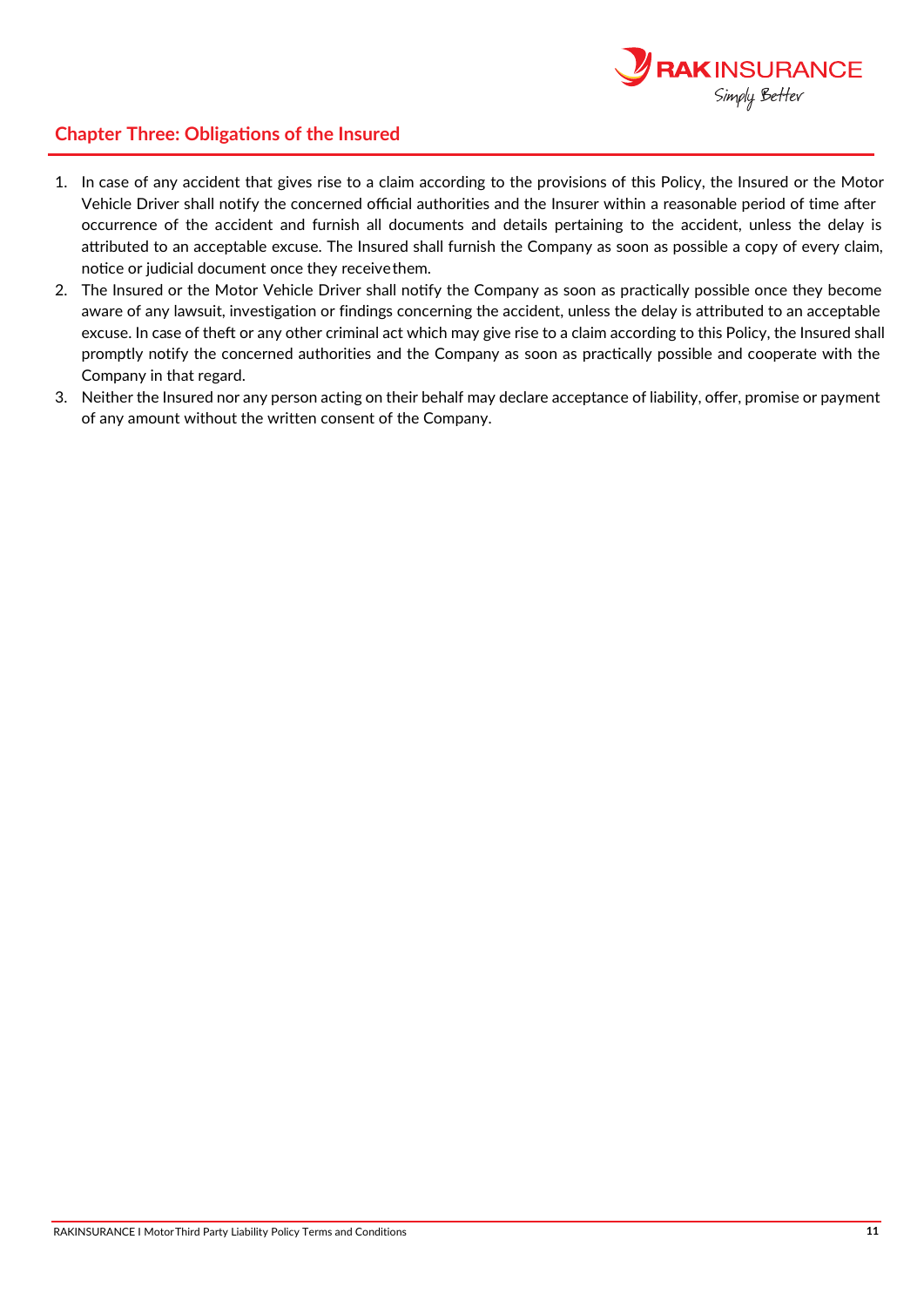## Chapter Three: Obligations of the Insured

1. In case of any accident that gives rise to a claim according to the provisions of this Policy, the Insured or the Motor Vehicle Driver shall notify the concerned official authorities and the Insurer within a reasonable period of time after occurrence of the accident and furnish all documents and details pertaining to the accident, unless the delay is attributed to an acceptable excuse. The Insured shall furnish the Company as soon as possible a copy of every claim, notice or judicial document once they receive them.
2. The Insured or the Motor Vehicle Driver shall notify the Company as soon as practically possible once they become aware of any lawsuit, investigation or findings concerning the accident, unless the delay is attributed to an acceptable excuse. In case of theft or any other criminal act which may give rise to a claim according to this Policy, the Insured shall promptly notify the concerned authorities and the Company as soon as practically possible and cooperate with the Company in that regard.
3. Neither the Insured nor any person acting on their behalf may declare acceptance of liability, offer, promise or payment of any amount without the written consent of the Company.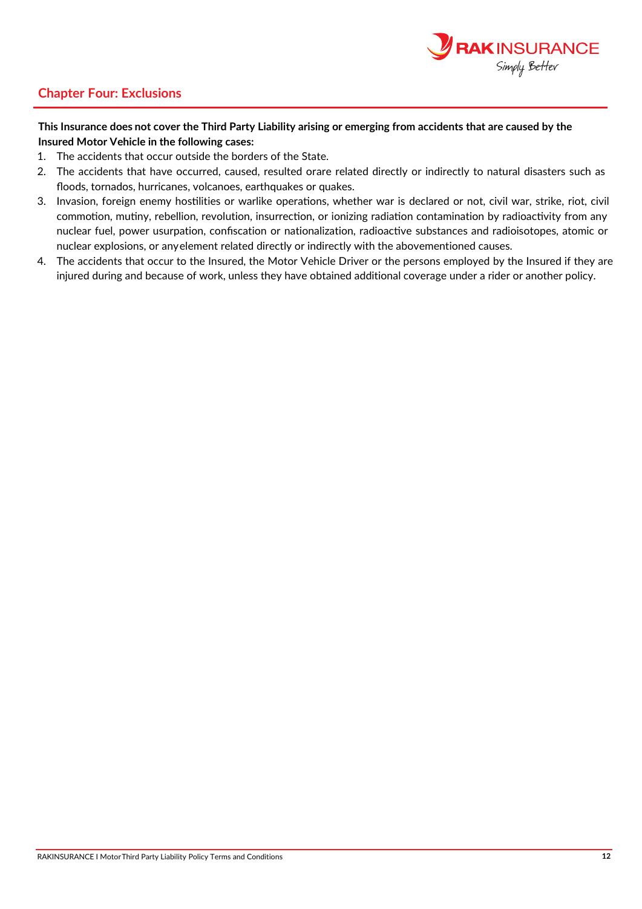## Chapter Four: Exclusions

**This Insurance does not cover the Third Party Liability arising or emerging from accidents that are caused by the Insured Motor Vehicle in the following cases:**

1. The accidents that occur outside the borders of the State.
2. The accidents that have occurred, caused, resulted orare related directly or indirectly to natural disasters such as floods, tornados, hurricanes, volcanoes, earthquakes or quakes.
3. Invasion, foreign enemy hostilities or warlike operations, whether war is declared or not, civil war, strike, riot, civil commotion, mutiny, rebellion, revolution, insurrection, or ionizing radiation contamination by radioactivity from any nuclear fuel, power usurpation, confiscation or nationalization, radioactive substances and radioisotopes, atomic or nuclear explosions, or anyelement related directly or indirectly with the abovementioned causes.
4. The accidents that occur to the Insured, the Motor Vehicle Driver or the persons employed by the Insured if they are injured during and because of work, unless they have obtained additional coverage under a rider or another policy.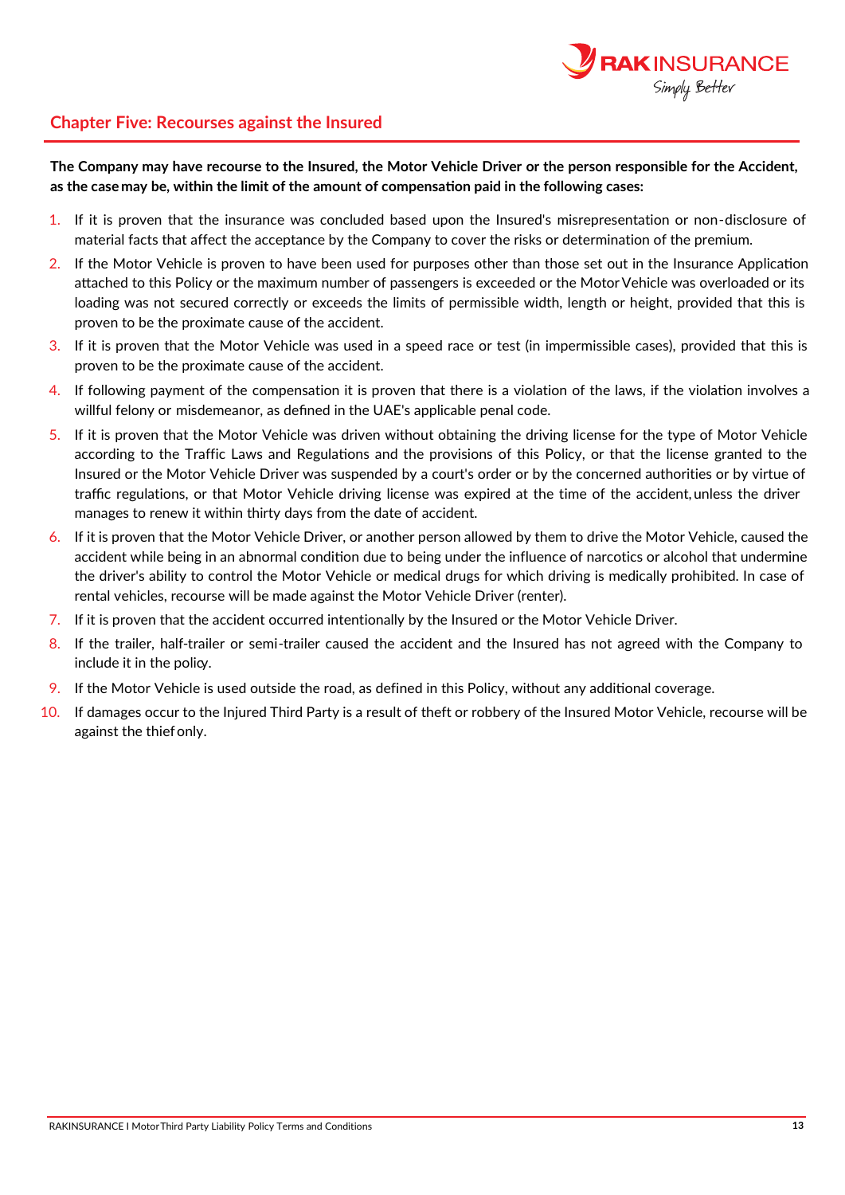## Chapter Five: Recourses against the Insured

**The Company may have recourse to the Insured, the Motor Vehicle Driver or the person responsible for the Accident, as the case may be, within the limit of the amount of compensation paid in the following cases:**

1. If it is proven that the insurance was concluded based upon the Insured's misrepresentation or non-disclosure of material facts that affect the acceptance by the Company to cover the risks or determination of the premium.
2. If the Motor Vehicle is proven to have been used for purposes other than those set out in the Insurance Application attached to this Policy or the maximum number of passengers is exceeded or the Motor Vehicle was overloaded or its loading was not secured correctly or exceeds the limits of permissible width, length or height, provided that this is proven to be the proximate cause of the accident.
3. If it is proven that the Motor Vehicle was used in a speed race or test (in impermissible cases), provided that this is proven to be the proximate cause of the accident.
4. If following payment of the compensation it is proven that there is a violation of the laws, if the violation involves a willful felony or misdemeanor, as defined in the UAE's applicable penal code.
5. If it is proven that the Motor Vehicle was driven without obtaining the driving license for the type of Motor Vehicle according to the Traffic Laws and Regulations and the provisions of this Policy, or that the license granted to the Insured or the Motor Vehicle Driver was suspended by a court's order or by the concerned authorities or by virtue of traffic regulations, or that Motor Vehicle driving license was expired at the time of the accident, unless the driver manages to renew it within thirty days from the date of accident.
6. If it is proven that the Motor Vehicle Driver, or another person allowed by them to drive the Motor Vehicle, caused the accident while being in an abnormal condition due to being under the influence of narcotics or alcohol that undermine the driver's ability to control the Motor Vehicle or medical drugs for which driving is medically prohibited. In case of rental vehicles, recourse will be made against the Motor Vehicle Driver (renter).
7. If it is proven that the accident occurred intentionally by the Insured or the Motor Vehicle Driver.
8. If the trailer, half-trailer or semi-trailer caused the accident and the Insured has not agreed with the Company to include it in the policy.
9. If the Motor Vehicle is used outside the road, as defined in this Policy, without any additional coverage.
10. If damages occur to the Injured Third Party is a result of theft or robbery of the Insured Motor Vehicle, recourse will be against the thief only.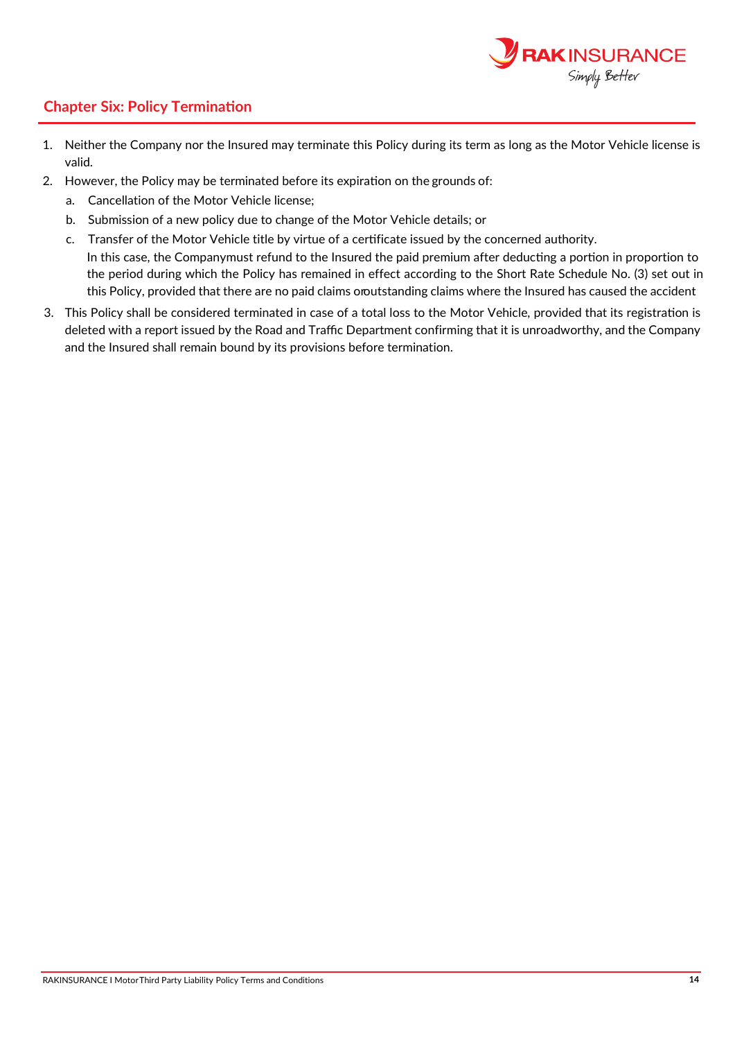## Chapter Six: Policy Termination

1. Neither the Company nor the Insured may terminate this Policy during its term as long as the Motor Vehicle license is valid.
2. However, the Policy may be terminated before its expiration on the grounds of:
   a. Cancellation of the Motor Vehicle license;
   b. Submission of a new policy due to change of the Motor Vehicle details; or
   c. Transfer of the Motor Vehicle title by virtue of a certificate issued by the concerned authority.

   In this case, the Companymust refund to the Insured the paid premium after deducting a portion in proportion to the period during which the Policy has remained in effect according to the Short Rate Schedule No. (3) set out in this Policy, provided that there are no paid claims oroutstanding claims where the Insured has caused the accident
3. This Policy shall be considered terminated in case of a total loss to the Motor Vehicle, provided that its registration is deleted with a report issued by the Road and Traffic Department confirming that it is unroadworthy, and the Company and the Insured shall remain bound by its provisions before termination.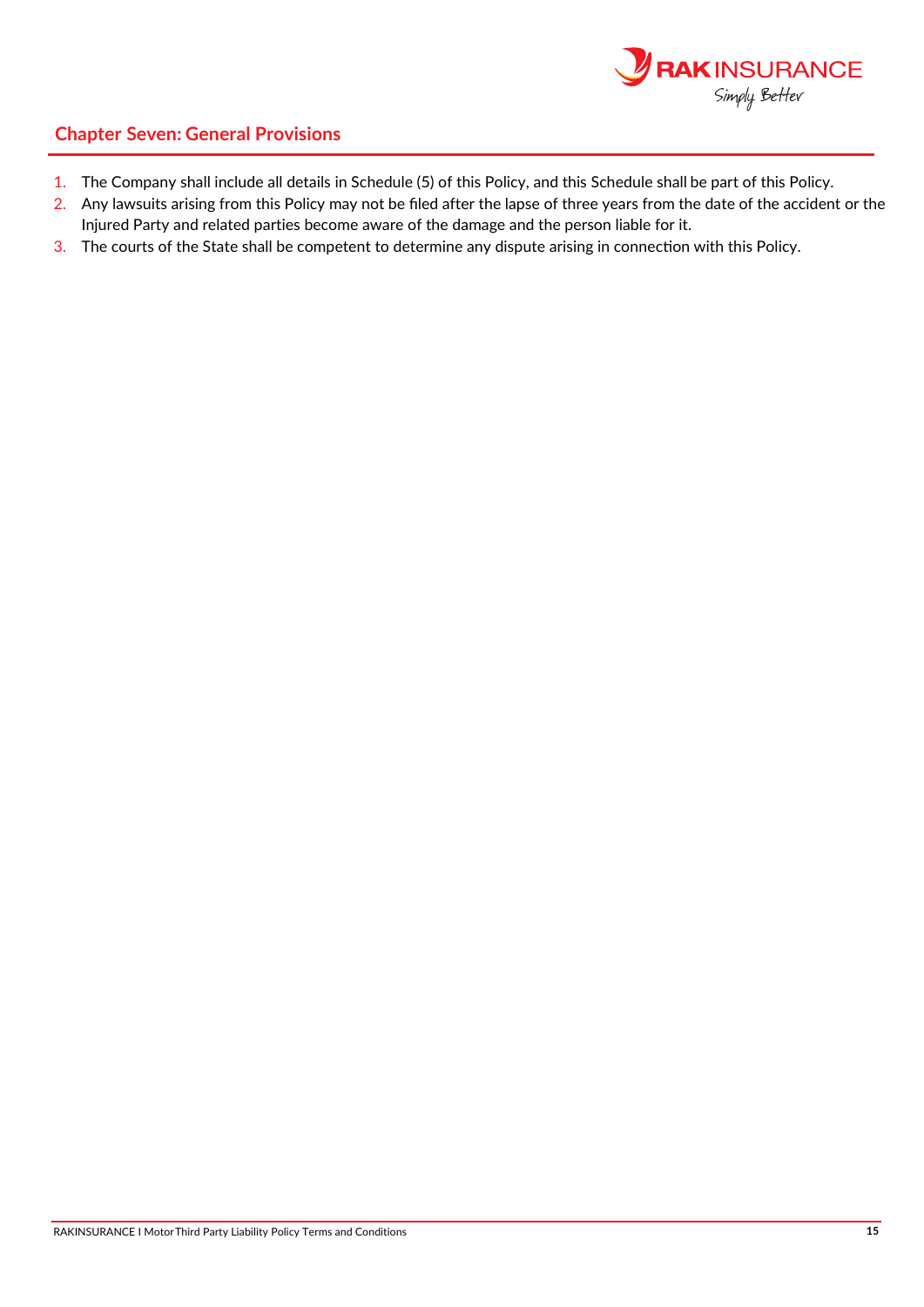## Chapter Seven: General Provisions

1. The Company shall include all details in Schedule (5) of this Policy, and this Schedule shall be part of this Policy.
2. Any lawsuits arising from this Policy may not be filed after the lapse of three years from the date of the accident or the Injured Party and related parties become aware of the damage and the person liable for it.
3. The courts of the State shall be competent to determine any dispute arising in connection with this Policy.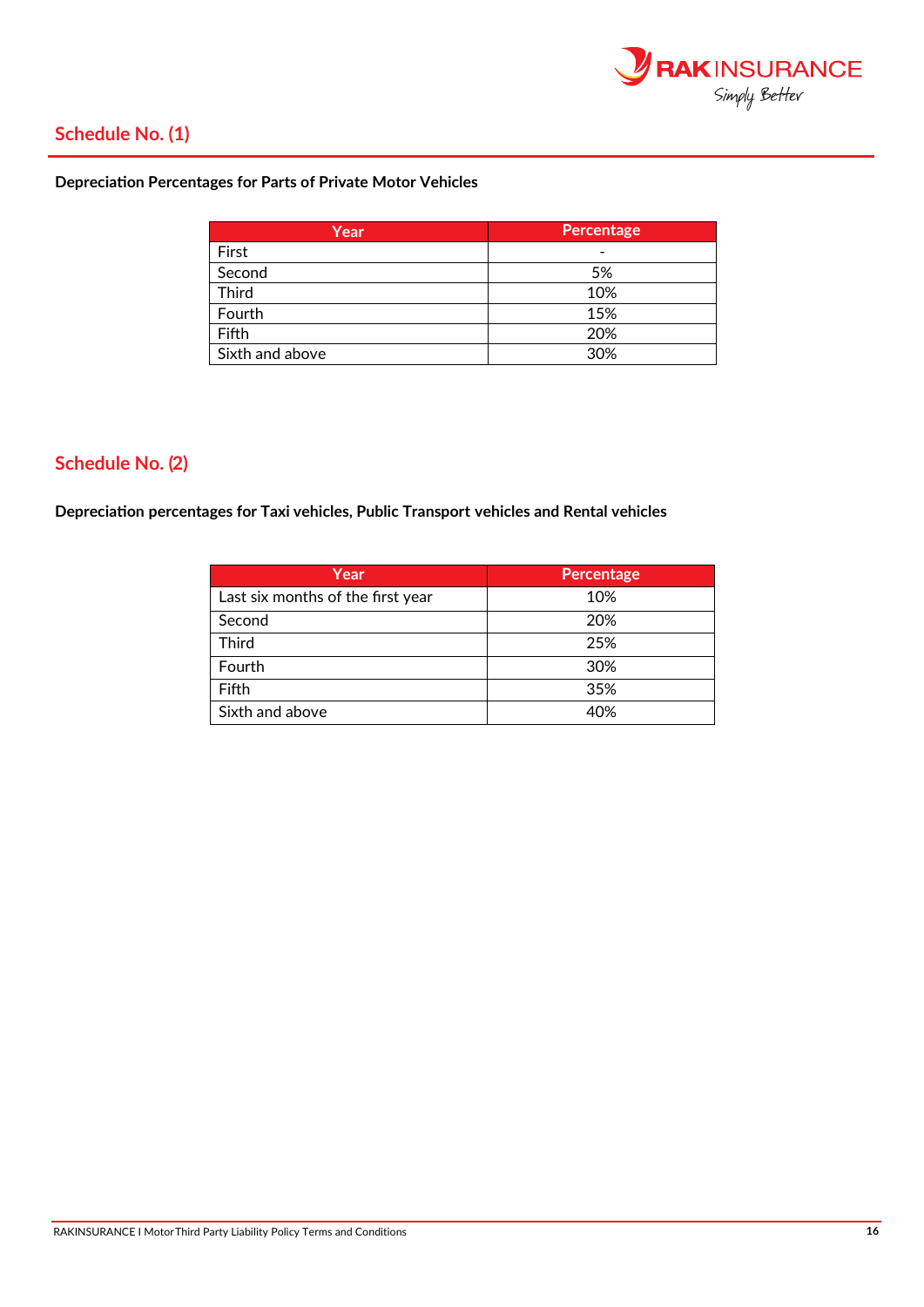## Schedule No. (1)

**Depreciation Percentages for Parts of Private Motor Vehicles**

| Year | Percentage |
|---|---|
| First | - |
| Second | 5% |
| Third | 10% |
| Fourth | 15% |
| Fifth | 20% |
| Sixth and above | 30% |

## Schedule No. (2)

**Depreciation percentages for Taxi vehicles, Public Transport vehicles and Rental vehicles**

| Year | Percentage |
|---|---|
| Last six months of the first year | 10% |
| Second | 20% |
| Third | 25% |
| Fourth | 30% |
| Fifth | 35% |
| Sixth and above | 40% |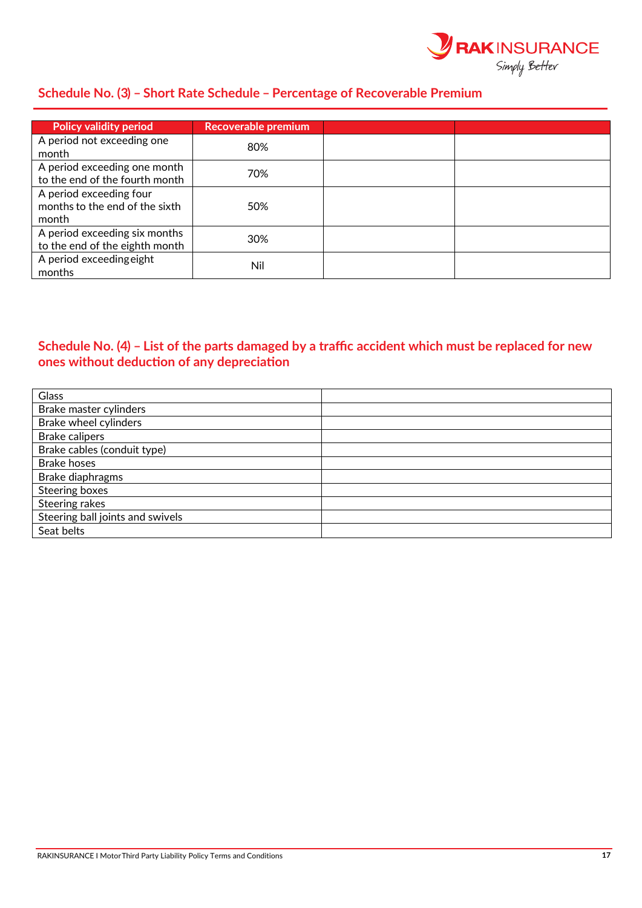## Schedule No. (3) – Short Rate Schedule – Percentage of Recoverable Premium

| Policy validity period | Recoverable premium | | |
|---|---|---|---|
| A period not exceeding one month | 80% | | |
| A period exceeding one month to the end of the fourth month | 70% | | |
| A period exceeding four months to the end of the sixth month | 50% | | |
| A period exceeding six months to the end of the eighth month | 30% | | |
| A period exceeding eight months | Nil | | |

## Schedule No. (4) – List of the parts damaged by a traffic accident which must be replaced for new ones without deduction of any depreciation

| | |
|---|---|
| Glass | |
| Brake master cylinders | |
| Brake wheel cylinders | |
| Brake calipers | |
| Brake cables (conduit type) | |
| Brake hoses | |
| Brake diaphragms | |
| Steering boxes | |
| Steering rakes | |
| Steering ball joints and swivels | |
| Seat belts | |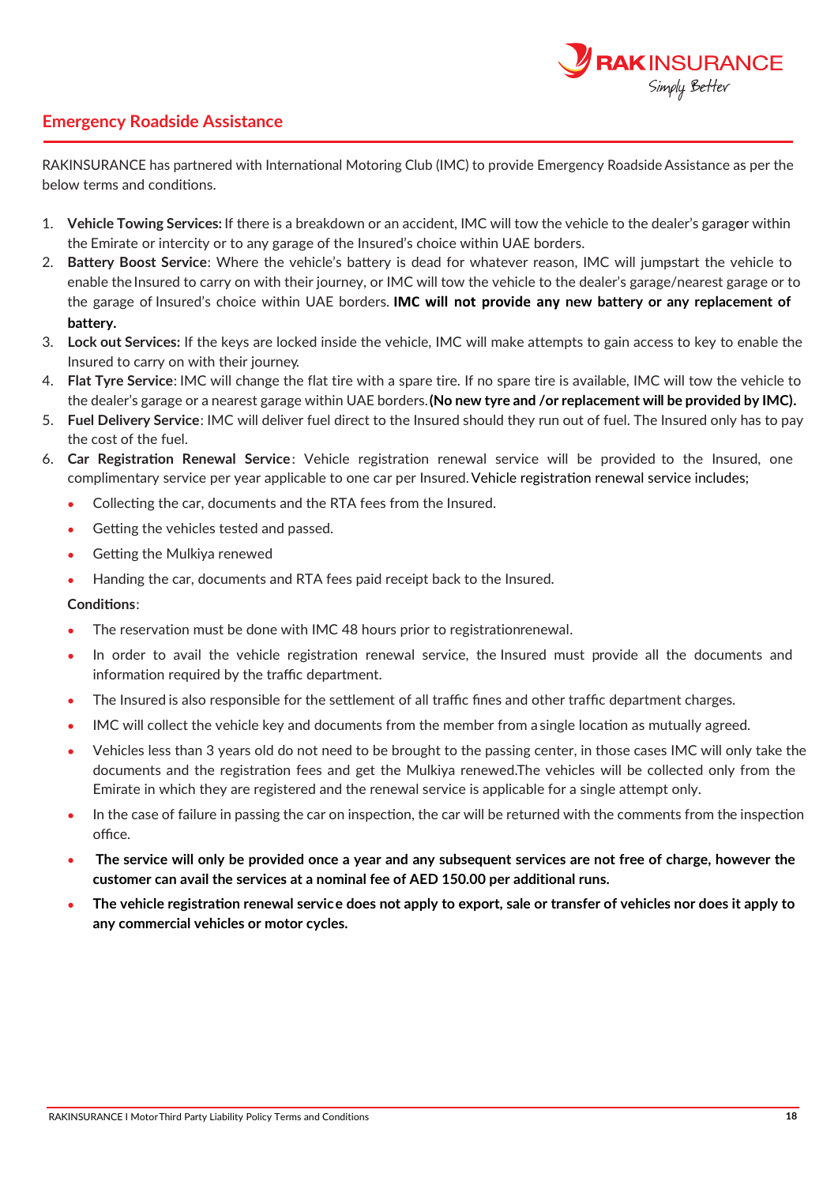## Emergency Roadside Assistance

RAKINSURANCE has partnered with International Motoring Club (IMC) to provide Emergency Roadside Assistance as per the below terms and conditions.

1. **Vehicle Towing Services:** If there is a breakdown or an accident, IMC will tow the vehicle to the dealer's garage or within the Emirate or intercity or to any garage of the Insured's choice within UAE borders.
2. **Battery Boost Service**: Where the vehicle's battery is dead for whatever reason, IMC will jumpstart the vehicle to enable the Insured to carry on with their journey, or IMC will tow the vehicle to the dealer's garage/nearest garage or to the garage of Insured's choice within UAE borders. **IMC will not provide any new battery or any replacement of battery.**
3. **Lock out Services:** If the keys are locked inside the vehicle, IMC will make attempts to gain access to key to enable the Insured to carry on with their journey.
4. **Flat Tyre Service**: IMC will change the flat tire with a spare tire. If no spare tire is available, IMC will tow the vehicle to the dealer's garage or a nearest garage within UAE borders. **(No new tyre and /or replacement will be provided by IMC).**
5. **Fuel Delivery Service**: IMC will deliver fuel direct to the Insured should they run out of fuel. The Insured only has to pay the cost of the fuel.
6. **Car Registration Renewal Service**: Vehicle registration renewal service will be provided to the Insured, one complimentary service per year applicable to one car per Insured. Vehicle registration renewal service includes;
   - Collecting the car, documents and the RTA fees from the Insured.
   - Getting the vehicles tested and passed.
   - Getting the Mulkiya renewed
   - Handing the car, documents and RTA fees paid receipt back to the Insured.

   **Conditions**:

   - The reservation must be done with IMC 48 hours prior to registrationrenewal.
   - In order to avail the vehicle registration renewal service, the Insured must provide all the documents and information required by the traffic department.
   - The Insured is also responsible for the settlement of all traffic fines and other traffic department charges.
   - IMC will collect the vehicle key and documents from the member from a single location as mutually agreed.
   - Vehicles less than 3 years old do not need to be brought to the passing center, in those cases IMC will only take the documents and the registration fees and get the Mulkiya renewed.The vehicles will be collected only from the Emirate in which they are registered and the renewal service is applicable for a single attempt only.
   - In the case of failure in passing the car on inspection, the car will be returned with the comments from the inspection office.
   - **The service will only be provided once a year and any subsequent services are not free of charge, however the customer can avail the services at a nominal fee of AED 150.00 per additional runs.**
   - **The vehicle registration renewal service does not apply to export, sale or transfer of vehicles nor does it apply to any commercial vehicles or motor cycles.**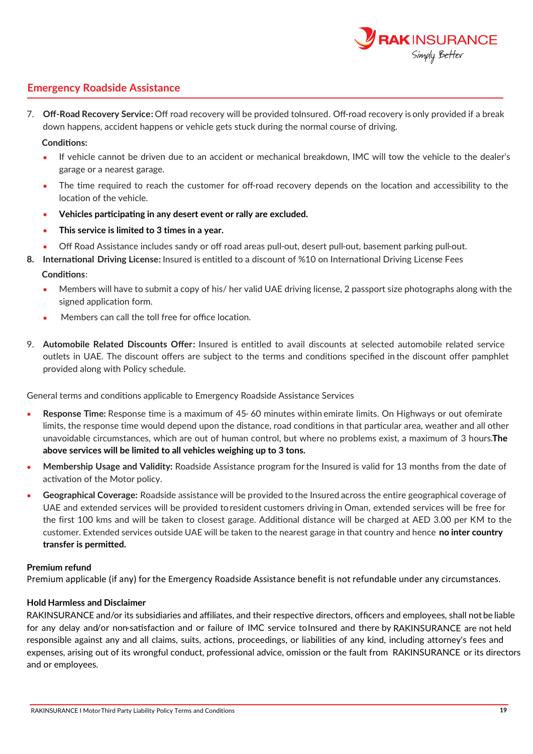## Emergency Roadside Assistance

7. **Off-Road Recovery Service:** Off road recovery will be provided toInsured. Off-road recovery is only provided if a break down happens, accident happens or vehicle gets stuck during the normal course of driving.

   **Conditions:**

   - If vehicle cannot be driven due to an accident or mechanical breakdown, IMC will tow the vehicle to the dealer's garage or a nearest garage.
   - The time required to reach the customer for off-road recovery depends on the location and accessibility to the location of the vehicle.
   - **Vehicles participating in any desert event or rally are excluded.**
   - **This service is limited to 3 times in a year.**
   - Off Road Assistance includes sandy or off road areas pull-out, desert pull-out, basement parking pull-out.

8. **International Driving License:** Insured is entitled to a discount of %10 on International Driving License Fees

   **Conditions**:

   - Members will have to submit a copy of his/ her valid UAE driving license, 2 passport size photographs along with the signed application form.
   - Members can call the toll free for office location.

9. **Automobile Related Discounts Offer:** Insured is entitled to avail discounts at selected automobile related service outlets in UAE. The discount offers are subject to the terms and conditions specified in the discount offer pamphlet provided along with Policy schedule.

General terms and conditions applicable to Emergency Roadside Assistance Services

- **Response Time:** Response time is a maximum of 45- 60 minutes within emirate limits. On Highways or out ofemirate limits, the response time would depend upon the distance, road conditions in that particular area, weather and all other unavoidable circumstances, which are out of human control, but where no problems exist, a maximum of 3 hours.**The above services will be limited to all vehicles weighing up to 3 tons.**
- **Membership Usage and Validity:** Roadside Assistance program for the Insured is valid for 13 months from the date of activation of the Motor policy.
- **Geographical Coverage:** Roadside assistance will be provided to the Insured across the entire geographical coverage of UAE and extended services will be provided to resident customers driving in Oman, extended services will be free for the first 100 kms and will be taken to closest garage. Additional distance will be charged at AED 3.00 per KM to the customer. Extended services outside UAE will be taken to the nearest garage in that country and hence **no inter country transfer is permitted.**

**Premium refund**

Premium applicable (if any) for the Emergency Roadside Assistance benefit is not refundable under any circumstances.

**Hold Harmless and Disclaimer**

RAKINSURANCE and/or its subsidiaries and affiliates, and their respective directors, officers and employees, shall not be liable for any delay and/or non-satisfaction and or failure of IMC service toInsured and there by RAKINSURANCE are not held responsible against any and all claims, suits, actions, proceedings, or liabilities of any kind, including attorney's fees and expenses, arising out of its wrongful conduct, professional advice, omission or the fault from RAKINSURANCE or its directors and or employees.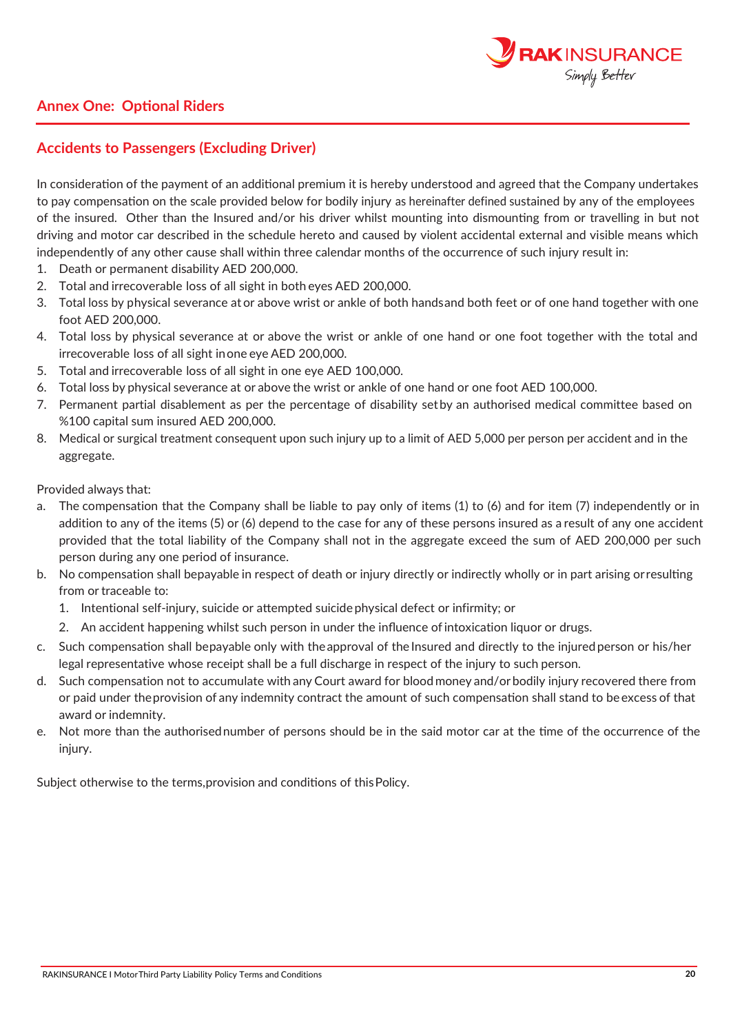## Annex One: Optional Riders

### Accidents to Passengers (Excluding Driver)

In consideration of the payment of an additional premium it is hereby understood and agreed that the Company undertakes to pay compensation on the scale provided below for bodily injury as hereinafter defined sustained by any of the employees of the insured. Other than the Insured and/or his driver whilst mounting into dismounting from or travelling in but not driving and motor car described in the schedule hereto and caused by violent accidental external and visible means which independently of any other cause shall within three calendar months of the occurrence of such injury result in:

1. Death or permanent disability AED 200,000.
2. Total and irrecoverable loss of all sight in both eyes AED 200,000.
3. Total loss by physical severance at or above wrist or ankle of both hands and both feet or of one hand together with one foot AED 200,000.
4. Total loss by physical severance at or above the wrist or ankle of one hand or one foot together with the total and irrecoverable loss of all sight in one eye AED 200,000.
5. Total and irrecoverable loss of all sight in one eye AED 100,000.
6. Total loss by physical severance at or above the wrist or ankle of one hand or one foot AED 100,000.
7. Permanent partial disablement as per the percentage of disability set by an authorised medical committee based on %100 capital sum insured AED 200,000.
8. Medical or surgical treatment consequent upon such injury up to a limit of AED 5,000 per person per accident and in the aggregate.

Provided always that:

a. The compensation that the Company shall be liable to pay only of items (1) to (6) and for item (7) independently or in addition to any of the items (5) or (6) depend to the case for any of these persons insured as a result of any one accident provided that the total liability of the Company shall not in the aggregate exceed the sum of AED 200,000 per such person during any one period of insurance.
b. No compensation shall be payable in respect of death or injury directly or indirectly wholly or in part arising or resulting from or traceable to:
   1. Intentional self-injury, suicide or attempted suicide physical defect or infirmity; or
   2. An accident happening whilst such person in under the influence of intoxication liquor or drugs.
c. Such compensation shall be payable only with the approval of the Insured and directly to the injured person or his/her legal representative whose receipt shall be a full discharge in respect of the injury to such person.
d. Such compensation not to accumulate with any Court award for blood money and/or bodily injury recovered there from or paid under the provision of any indemnity contract the amount of such compensation shall stand to be excess of that award or indemnity.
e. Not more than the authorised number of persons should be in the said motor car at the time of the occurrence of the injury.

Subject otherwise to the terms, provision and conditions of this Policy.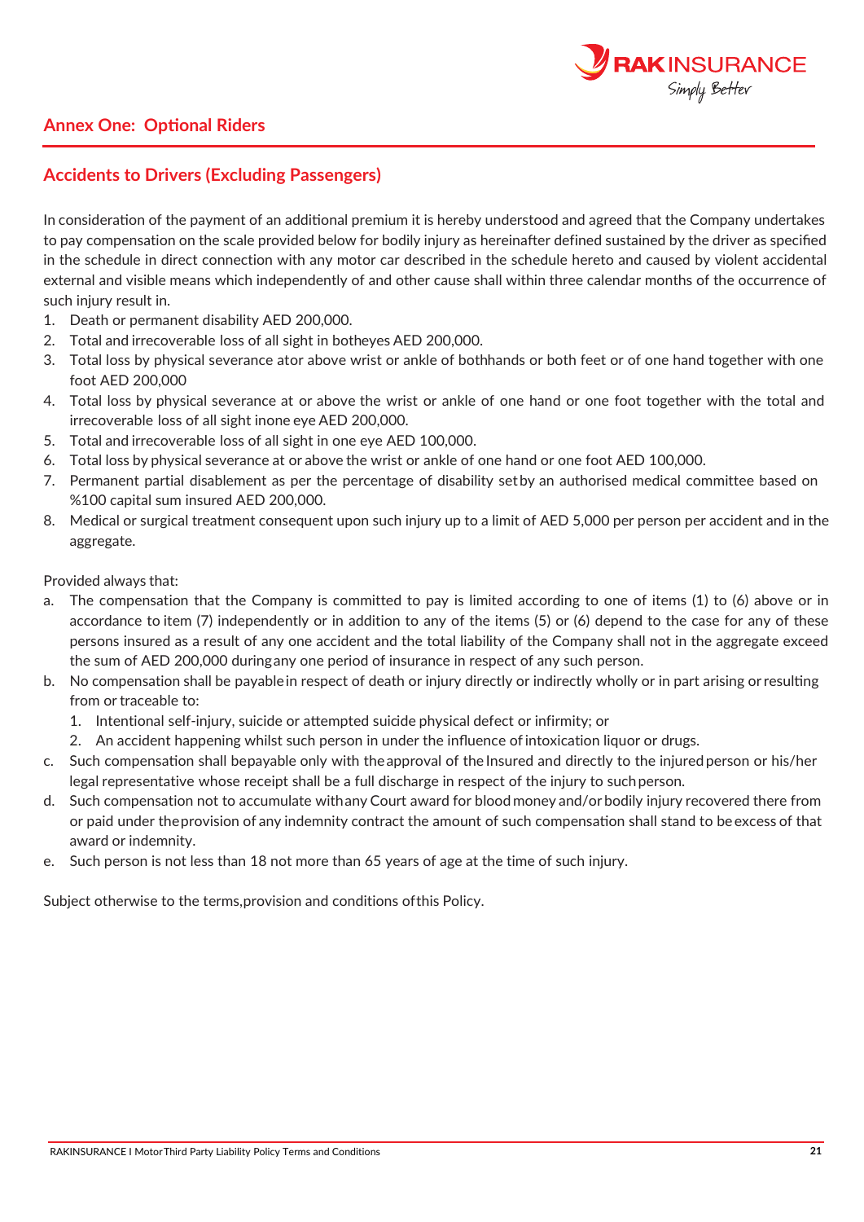## Annex One: Optional Riders

### Accidents to Drivers (Excluding Passengers)

In consideration of the payment of an additional premium it is hereby understood and agreed that the Company undertakes to pay compensation on the scale provided below for bodily injury as hereinafter defined sustained by the driver as specified in the schedule in direct connection with any motor car described in the schedule hereto and caused by violent accidental external and visible means which independently of and other cause shall within three calendar months of the occurrence of such injury result in.

1. Death or permanent disability AED 200,000.
2. Total and irrecoverable loss of all sight in botheyes AED 200,000.
3. Total loss by physical severance ator above wrist or ankle of bothhands or both feet or of one hand together with one foot AED 200,000
4. Total loss by physical severance at or above the wrist or ankle of one hand or one foot together with the total and irrecoverable loss of all sight inone eye AED 200,000.
5. Total and irrecoverable loss of all sight in one eye AED 100,000.
6. Total loss by physical severance at or above the wrist or ankle of one hand or one foot AED 100,000.
7. Permanent partial disablement as per the percentage of disability setby an authorised medical committee based on %100 capital sum insured AED 200,000.
8. Medical or surgical treatment consequent upon such injury up to a limit of AED 5,000 per person per accident and in the aggregate.

Provided always that:

a. The compensation that the Company is committed to pay is limited according to one of items (1) to (6) above or in accordance to item (7) independently or in addition to any of the items (5) or (6) depend to the case for any of these persons insured as a result of any one accident and the total liability of the Company shall not in the aggregate exceed the sum of AED 200,000 duringany one period of insurance in respect of any such person.
b. No compensation shall be payablein respect of death or injury directly or indirectly wholly or in part arising orresulting from or traceable to:
   1. Intentional self-injury, suicide or attempted suicide physical defect or infirmity; or
   2. An accident happening whilst such person in under the influence of intoxication liquor or drugs.
c. Such compensation shall bepayable only with theapproval of the Insured and directly to the injuredperson or his/her legal representative whose receipt shall be a full discharge in respect of the injury to suchperson.
d. Such compensation not to accumulate withany Court award for blood money and/or bodily injury recovered there from or paid under theprovision of any indemnity contract the amount of such compensation shall stand to beexcess of that award or indemnity.
e. Such person is not less than 18 not more than 65 years of age at the time of such injury.

Subject otherwise to the terms,provision and conditions ofthis Policy.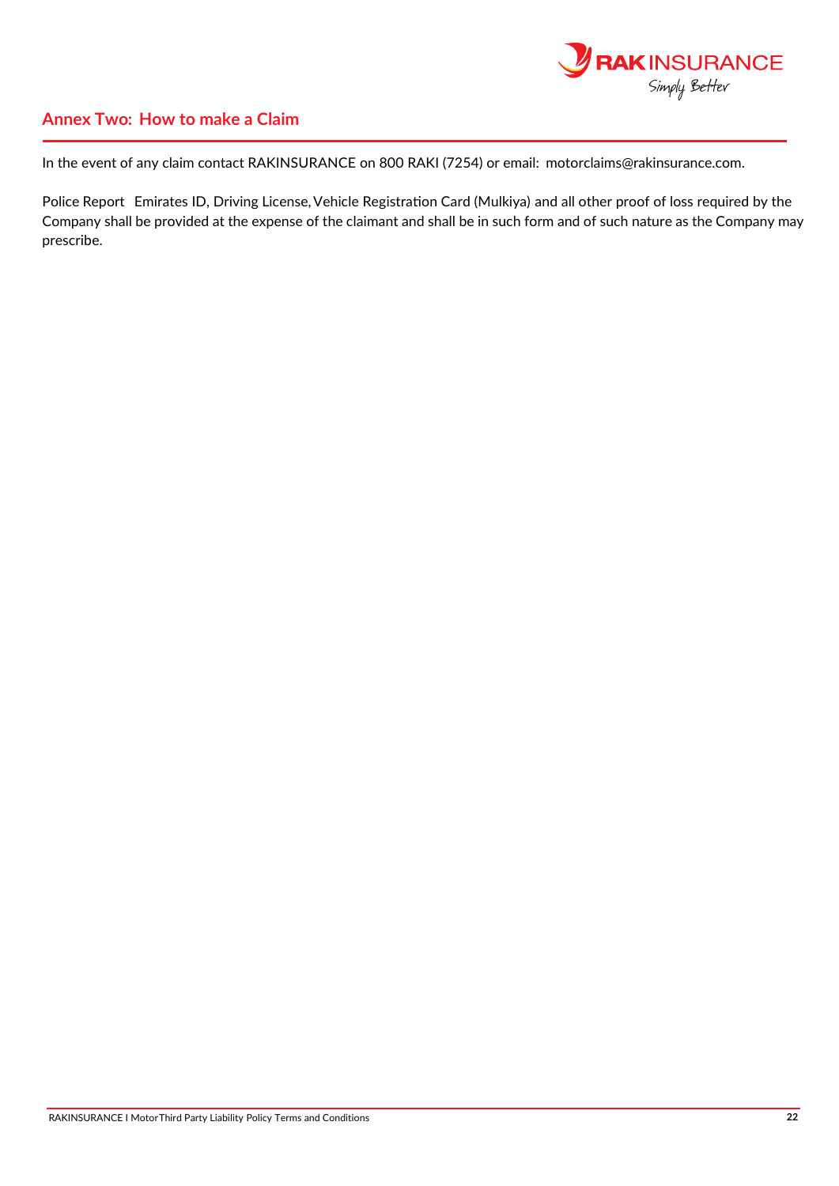## Annex Two: How to make a Claim

In the event of any claim contact RAKINSURANCE on 800 RAKI (7254) or email: motorclaims@rakinsurance.com.

Police Report Emirates ID, Driving License, Vehicle Registration Card (Mulkiya) and all other proof of loss required by the Company shall be provided at the expense of the claimant and shall be in such form and of such nature as the Company may prescribe.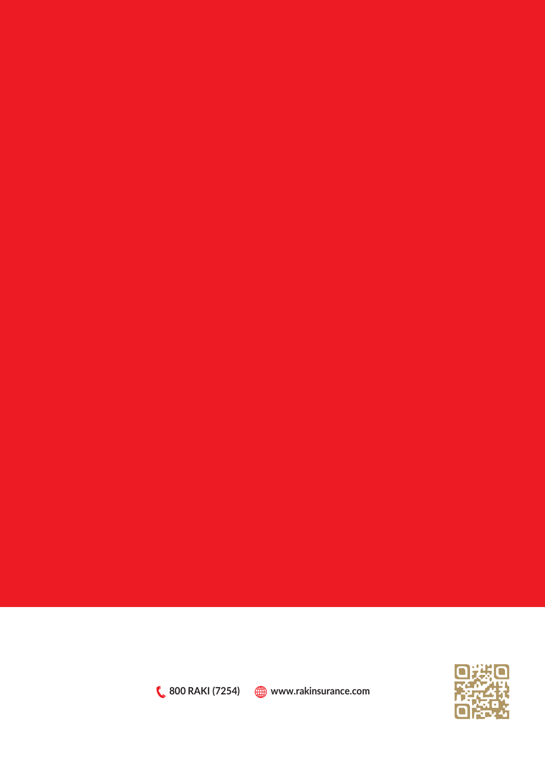800 RAKI (7254)    www.rakinsurance.com